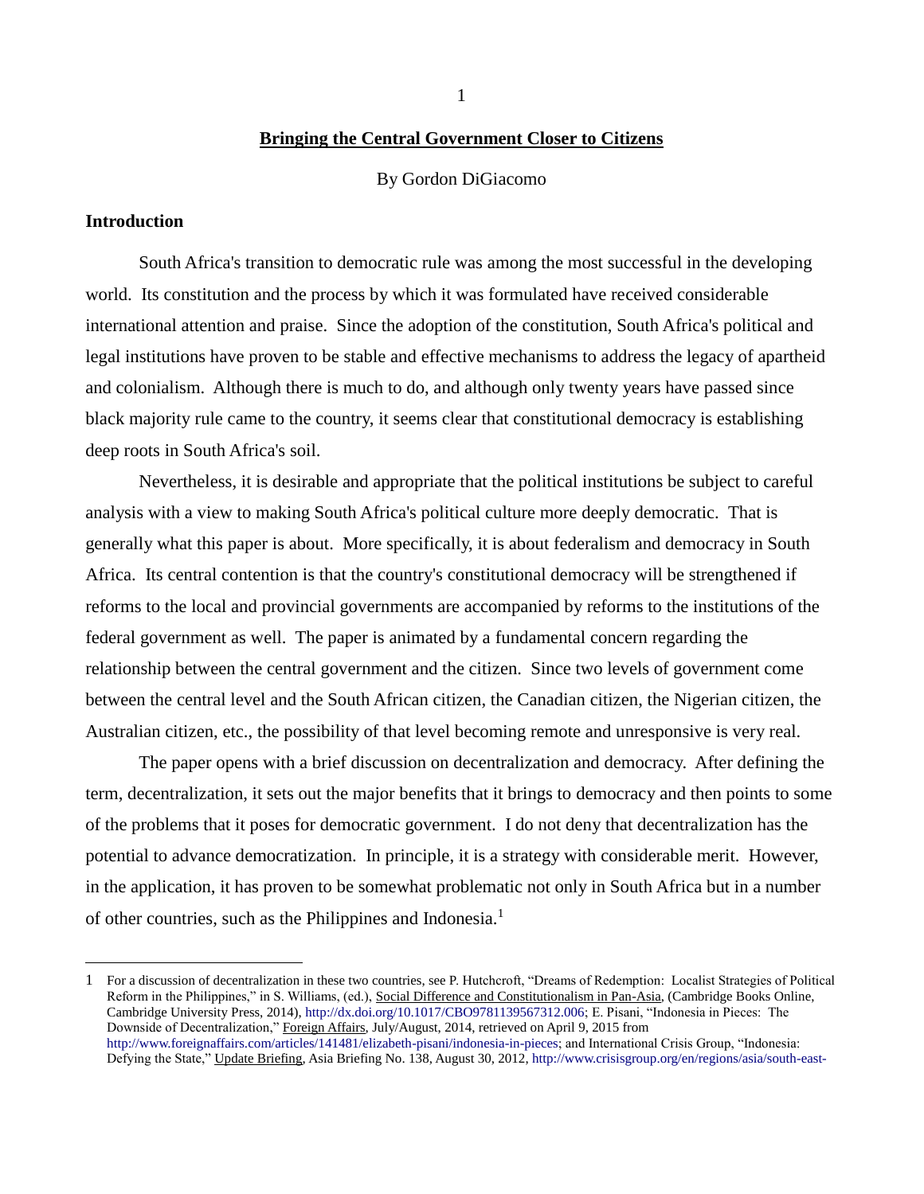# Bringing the Central Government Closer to Citizens

By Gordon DiGiacomo

## Introduction

South Africa's transition to democratic rule was among the most successful in the developing world. Its constitution and the process by which it was formulated have received considerable international attention and praise. Since the adoption of the constitution, South Africa's political and legal institutions have proven to be stable and effective mechanisms to address the legacy of apartheid and colonialism. Although there is much to do, and although only twenty years have passed since black majority rule came to the country, it seems clear that constitutional democracy is establishing deep roots in South Africa's soil.

Nevertheless, it is desirable and appropriate that the political institutions be subject to careful analysis with a view to making South Africa's political culture more deeply democratic. That is generally what this paper is about. More specifically, it is about federalism and democracy in South Africa. Its central contention is that the country's constitutional democracy will be strengthened if reforms to the local and provincial governments are accompanied by reforms to the institutions of the federal government as well. The paper is animated by a fundamental concern regarding the relationship between the central government and the citizen. Since two levels of government come between the central level and the South African citizen, the Canadian citizen, the Nigerian citizen, the Australian citizen, etc., the possibility of that level becoming remote and unresponsive is very real.

The paper opens with a brief discussion on decentralization and democracy. After defining the term, decentralization, it sets out the major benefits that it brings to democracy and then points to some of the problems that it poses for democratic government. I do not deny that decentralization has the potential to advance democratization. In principle, it is a strategy with considerable merit. However, in the application, it has proven to be somewhat problematic not only in South Africa but in a number of other countries, such as the Philippines and Indonesia.[1]

---

1 For a discussion of decentralization in these two countries, see P. Hutchcroft, "Dreams of Redemption: Localist Strategies of Political Reform in the Philippines," in S. Williams, (ed.), Social Difference and Constitutionalism in Pan-Asia, (Cambridge Books Online, Cambridge University Press, 2014), http://dx.doi.org/10.1017/CBO9781139567312.006; E. Pisani, "Indonesia in Pieces: The Downside of Decentralization," Foreign Affairs, July/August, 2014, retrieved on April 9, 2015 from http://www.foreignaffairs.com/articles/141481/elizabeth-pisani/indonesia-in-pieces; and International Crisis Group, "Indonesia: Defying the State," Update Briefing, Asia Briefing No. 138, August 30, 2012, http://www.crisisgroup.org/en/regions/asia/south-east-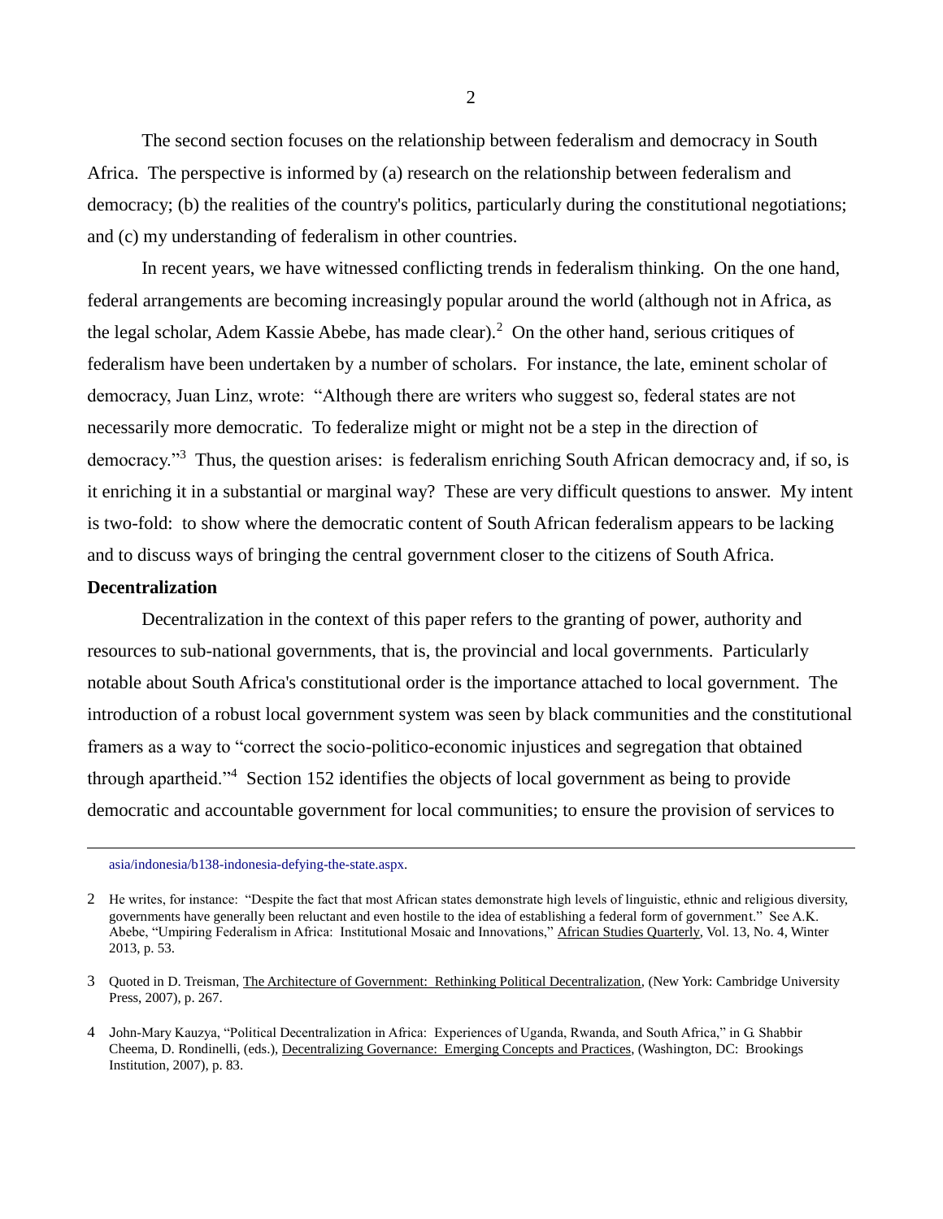The second section focuses on the relationship between federalism and democracy in South Africa. The perspective is informed by (a) research on the relationship between federalism and democracy; (b) the realities of the country's politics, particularly during the constitutional negotiations; and (c) my understanding of federalism in other countries.

In recent years, we have witnessed conflicting trends in federalism thinking. On the one hand, federal arrangements are becoming increasingly popular around the world (although not in Africa, as the legal scholar, Adem Kassie Abebe, has made clear).[2] On the other hand, serious critiques of federalism have been undertaken by a number of scholars. For instance, the late, eminent scholar of democracy, Juan Linz, wrote: "Although there are writers who suggest so, federal states are not necessarily more democratic. To federalize might or might not be a step in the direction of democracy."[3] Thus, the question arises: is federalism enriching South African democracy and, if so, is it enriching it in a substantial or marginal way? These are very difficult questions to answer. My intent is two-fold: to show where the democratic content of South African federalism appears to be lacking and to discuss ways of bringing the central government closer to the citizens of South Africa.

**Decentralization**

Decentralization in the context of this paper refers to the granting of power, authority and resources to sub-national governments, that is, the provincial and local governments. Particularly notable about South Africa's constitutional order is the importance attached to local government. The introduction of a robust local government system was seen by black communities and the constitutional framers as a way to "correct the socio-politico-economic injustices and segregation that obtained through apartheid."[4] Section 152 identifies the objects of local government as being to provide democratic and accountable government for local communities; to ensure the provision of services to

---

asia/indonesia/b138-indonesia-defying-the-state.aspx.

2 He writes, for instance: "Despite the fact that most African states demonstrate high levels of linguistic, ethnic and religious diversity, governments have generally been reluctant and even hostile to the idea of establishing a federal form of government." See A.K. Abebe, "Umpiring Federalism in Africa: Institutional Mosaic and Innovations," African Studies Quarterly, Vol. 13, No. 4, Winter 2013, p. 53.

3 Quoted in D. Treisman, The Architecture of Government: Rethinking Political Decentralization, (New York: Cambridge University Press, 2007), p. 267.

4 John-Mary Kauzya, "Political Decentralization in Africa: Experiences of Uganda, Rwanda, and South Africa," in G. Shabbir Cheema, D. Rondinelli, (eds.), Decentralizing Governance: Emerging Concepts and Practices, (Washington, DC: Brookings Institution, 2007), p. 83.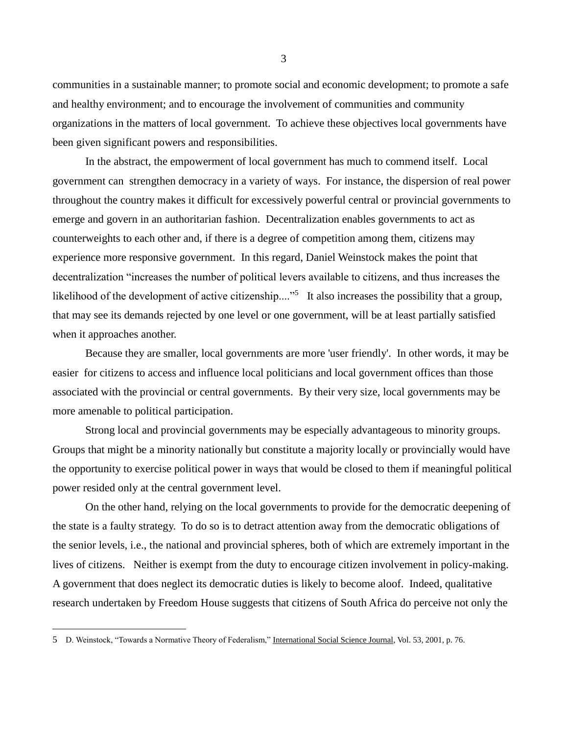communities in a sustainable manner; to promote social and economic development; to promote a safe and healthy environment; and to encourage the involvement of communities and community organizations in the matters of local government. To achieve these objectives local governments have been given significant powers and responsibilities.

In the abstract, the empowerment of local government has much to commend itself. Local government can strengthen democracy in a variety of ways. For instance, the dispersion of real power throughout the country makes it difficult for excessively powerful central or provincial governments to emerge and govern in an authoritarian fashion. Decentralization enables governments to act as counterweights to each other and, if there is a degree of competition among them, citizens may experience more responsive government. In this regard, Daniel Weinstock makes the point that decentralization "increases the number of political levers available to citizens, and thus increases the likelihood of the development of active citizenship...."[5] It also increases the possibility that a group, that may see its demands rejected by one level or one government, will be at least partially satisfied when it approaches another.

Because they are smaller, local governments are more 'user friendly'. In other words, it may be easier for citizens to access and influence local politicians and local government offices than those associated with the provincial or central governments. By their very size, local governments may be more amenable to political participation.

Strong local and provincial governments may be especially advantageous to minority groups. Groups that might be a minority nationally but constitute a majority locally or provincially would have the opportunity to exercise political power in ways that would be closed to them if meaningful political power resided only at the central government level.

On the other hand, relying on the local governments to provide for the democratic deepening of the state is a faulty strategy. To do so is to detract attention away from the democratic obligations of the senior levels, i.e., the national and provincial spheres, both of which are extremely important in the lives of citizens. Neither is exempt from the duty to encourage citizen involvement in policy-making. A government that does neglect its democratic duties is likely to become aloof. Indeed, qualitative research undertaken by Freedom House suggests that citizens of South Africa do perceive not only the

---

5 D. Weinstock, "Towards a Normative Theory of Federalism," International Social Science Journal, Vol. 53, 2001, p. 76.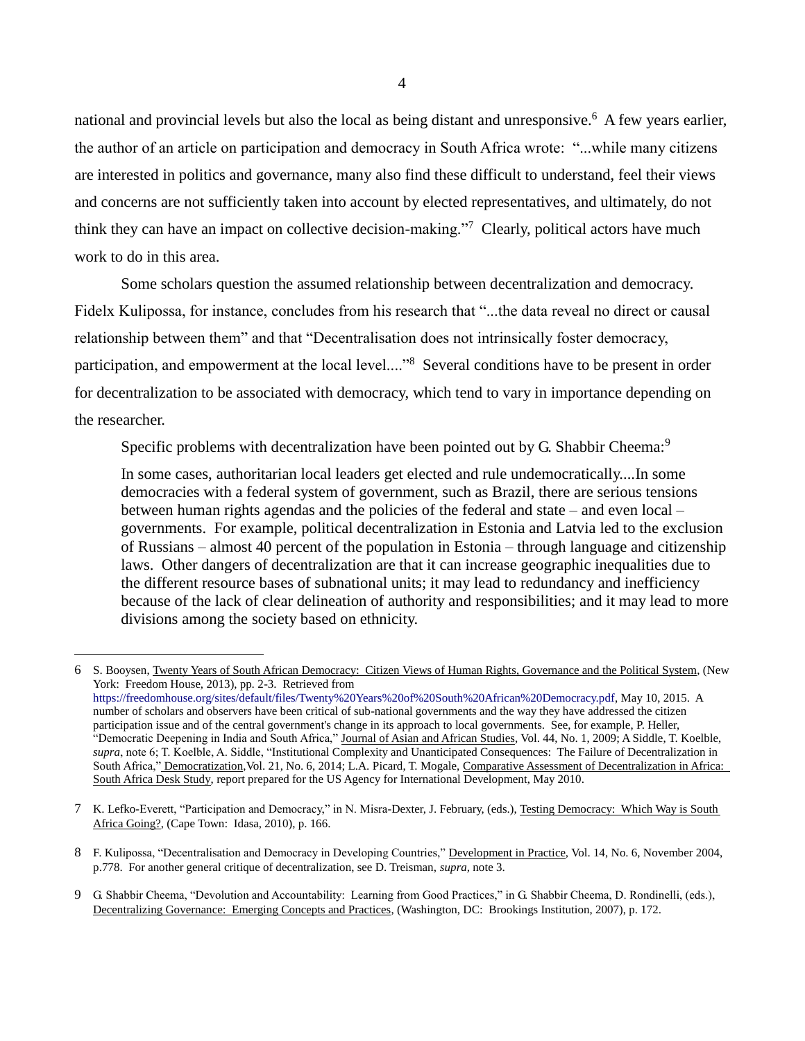national and provincial levels but also the local as being distant and unresponsive.[6] A few years earlier, the author of an article on participation and democracy in South Africa wrote: "...while many citizens are interested in politics and governance, many also find these difficult to understand, feel their views and concerns are not sufficiently taken into account by elected representatives, and ultimately, do not think they can have an impact on collective decision-making."[7] Clearly, political actors have much work to do in this area.

Some scholars question the assumed relationship between decentralization and democracy. Fidelx Kulipossa, for instance, concludes from his research that "...the data reveal no direct or causal relationship between them" and that "Decentralisation does not intrinsically foster democracy, participation, and empowerment at the local level...."[8] Several conditions have to be present in order for decentralization to be associated with democracy, which tend to vary in importance depending on the researcher.

Specific problems with decentralization have been pointed out by G. Shabbir Cheema:[9]

> In some cases, authoritarian local leaders get elected and rule undemocratically....In some democracies with a federal system of government, such as Brazil, there are serious tensions between human rights agendas and the policies of the federal and state – and even local – governments. For example, political decentralization in Estonia and Latvia led to the exclusion of Russians – almost 40 percent of the population in Estonia – through language and citizenship laws. Other dangers of decentralization are that it can increase geographic inequalities due to the different resource bases of subnational units; it may lead to redundancy and inefficiency because of the lack of clear delineation of authority and responsibilities; and it may lead to more divisions among the society based on ethnicity.

---

6 S. Booysen, Twenty Years of South African Democracy: Citizen Views of Human Rights, Governance and the Political System, (New York: Freedom House, 2013), pp. 2-3. Retrieved from https://freedomhouse.org/sites/default/files/Twenty%20Years%20of%20South%20African%20Democracy.pdf, May 10, 2015. A number of scholars and observers have been critical of sub-national governments and the way they have addressed the citizen participation issue and of the central government's change in its approach to local governments. See, for example, P. Heller, "Democratic Deepening in India and South Africa," Journal of Asian and African Studies, Vol. 44, No. 1, 2009; A Siddle, T. Koelble, *supra*, note 6; T. Koelble, A. Siddle, "Institutional Complexity and Unanticipated Consequences: The Failure of Decentralization in South Africa," Democratization, Vol. 21, No. 6, 2014; L.A. Picard, T. Mogale, Comparative Assessment of Decentralization in Africa: South Africa Desk Study, report prepared for the US Agency for International Development, May 2010.

7 K. Lefko-Everett, "Participation and Democracy," in N. Misra-Dexter, J. February, (eds.), Testing Democracy: Which Way is South Africa Going?, (Cape Town: Idasa, 2010), p. 166.

8 F. Kulipossa, "Decentralisation and Democracy in Developing Countries," Development in Practice, Vol. 14, No. 6, November 2004, p.778. For another general critique of decentralization, see D. Treisman, *supra*, note 3.

9 G. Shabbir Cheema, "Devolution and Accountability: Learning from Good Practices," in G. Shabbir Cheema, D. Rondinelli, (eds.), Decentralizing Governance: Emerging Concepts and Practices, (Washington, DC: Brookings Institution, 2007), p. 172.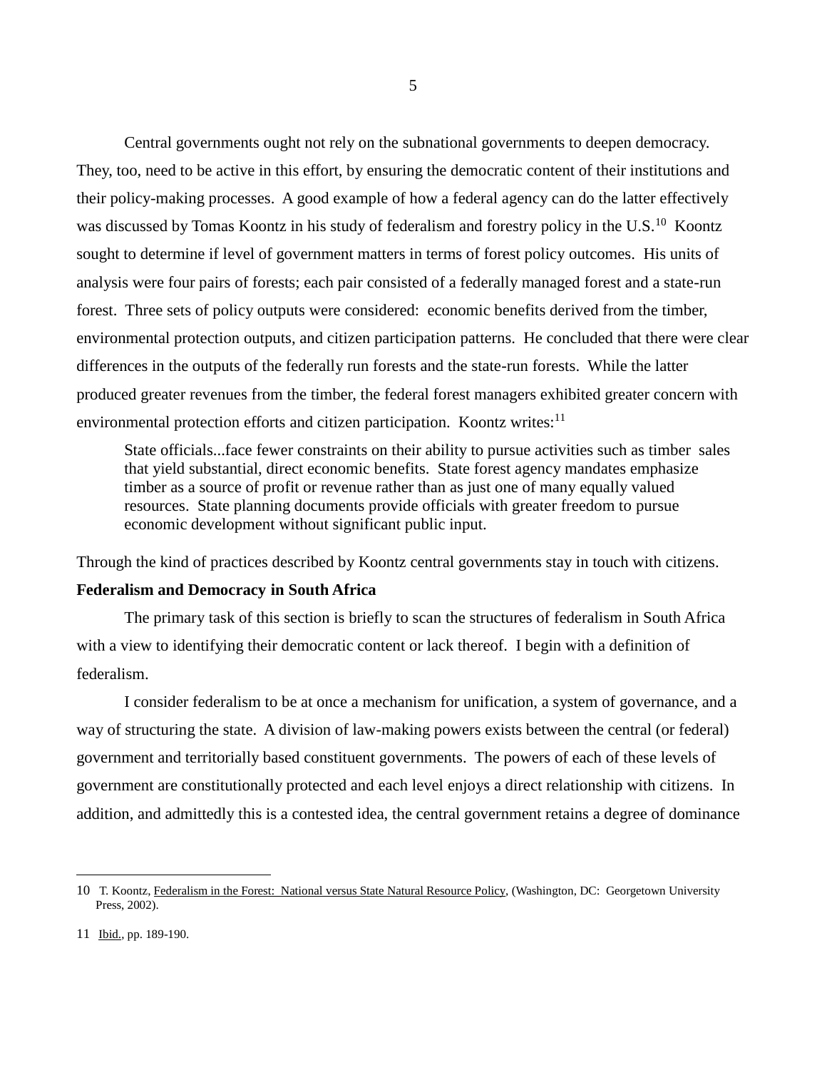Central governments ought not rely on the subnational governments to deepen democracy. They, too, need to be active in this effort, by ensuring the democratic content of their institutions and their policy-making processes. A good example of how a federal agency can do the latter effectively was discussed by Tomas Koontz in his study of federalism and forestry policy in the U.S.[10] Koontz sought to determine if level of government matters in terms of forest policy outcomes. His units of analysis were four pairs of forests; each pair consisted of a federally managed forest and a state-run forest. Three sets of policy outputs were considered: economic benefits derived from the timber, environmental protection outputs, and citizen participation patterns. He concluded that there were clear differences in the outputs of the federally run forests and the state-run forests. While the latter produced greater revenues from the timber, the federal forest managers exhibited greater concern with environmental protection efforts and citizen participation. Koontz writes:[11]

> State officials...face fewer constraints on their ability to pursue activities such as timber sales that yield substantial, direct economic benefits. State forest agency mandates emphasize timber as a source of profit or revenue rather than as just one of many equally valued resources. State planning documents provide officials with greater freedom to pursue economic development without significant public input.

Through the kind of practices described by Koontz central governments stay in touch with citizens.

**Federalism and Democracy in South Africa**

The primary task of this section is briefly to scan the structures of federalism in South Africa with a view to identifying their democratic content or lack thereof. I begin with a definition of federalism.

I consider federalism to be at once a mechanism for unification, a system of governance, and a way of structuring the state. A division of law-making powers exists between the central (or federal) government and territorially based constituent governments. The powers of each of these levels of government are constitutionally protected and each level enjoys a direct relationship with citizens. In addition, and admittedly this is a contested idea, the central government retains a degree of dominance

---

10 T. Koontz, Federalism in the Forest: National versus State Natural Resource Policy, (Washington, DC: Georgetown University Press, 2002).

11 Ibid., pp. 189-190.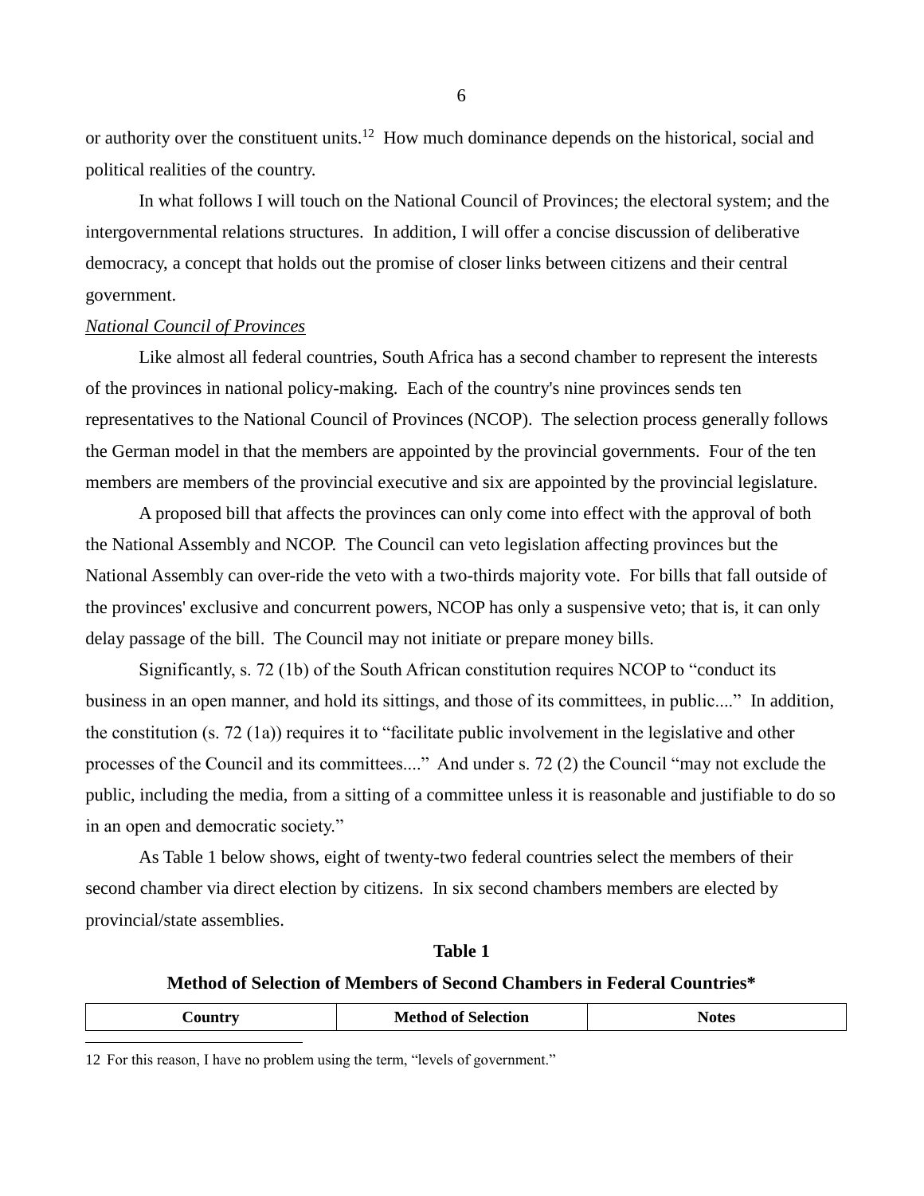or authority over the constituent units.[12] How much dominance depends on the historical, social and political realities of the country.

In what follows I will touch on the National Council of Provinces; the electoral system; and the intergovernmental relations structures. In addition, I will offer a concise discussion of deliberative democracy, a concept that holds out the promise of closer links between citizens and their central government.

*National Council of Provinces*

Like almost all federal countries, South Africa has a second chamber to represent the interests of the provinces in national policy-making. Each of the country's nine provinces sends ten representatives to the National Council of Provinces (NCOP). The selection process generally follows the German model in that the members are appointed by the provincial governments. Four of the ten members are members of the provincial executive and six are appointed by the provincial legislature.

A proposed bill that affects the provinces can only come into effect with the approval of both the National Assembly and NCOP. The Council can veto legislation affecting provinces but the National Assembly can over-ride the veto with a two-thirds majority vote. For bills that fall outside of the provinces' exclusive and concurrent powers, NCOP has only a suspensive veto; that is, it can only delay passage of the bill. The Council may not initiate or prepare money bills.

Significantly, s. 72 (1b) of the South African constitution requires NCOP to "conduct its business in an open manner, and hold its sittings, and those of its committees, in public...." In addition, the constitution (s. 72 (1a)) requires it to "facilitate public involvement in the legislative and other processes of the Council and its committees...." And under s. 72 (2) the Council "may not exclude the public, including the media, from a sitting of a committee unless it is reasonable and justifiable to do so in an open and democratic society."

As Table 1 below shows, eight of twenty-two federal countries select the members of their second chamber via direct election by citizens. In six second chambers members are elected by provincial/state assemblies.

**Table 1**

**Method of Selection of Members of Second Chambers in Federal Countries***

| Country | Method of Selection | Notes |
|---|---|---|

12 For this reason, I have no problem using the term, "levels of government."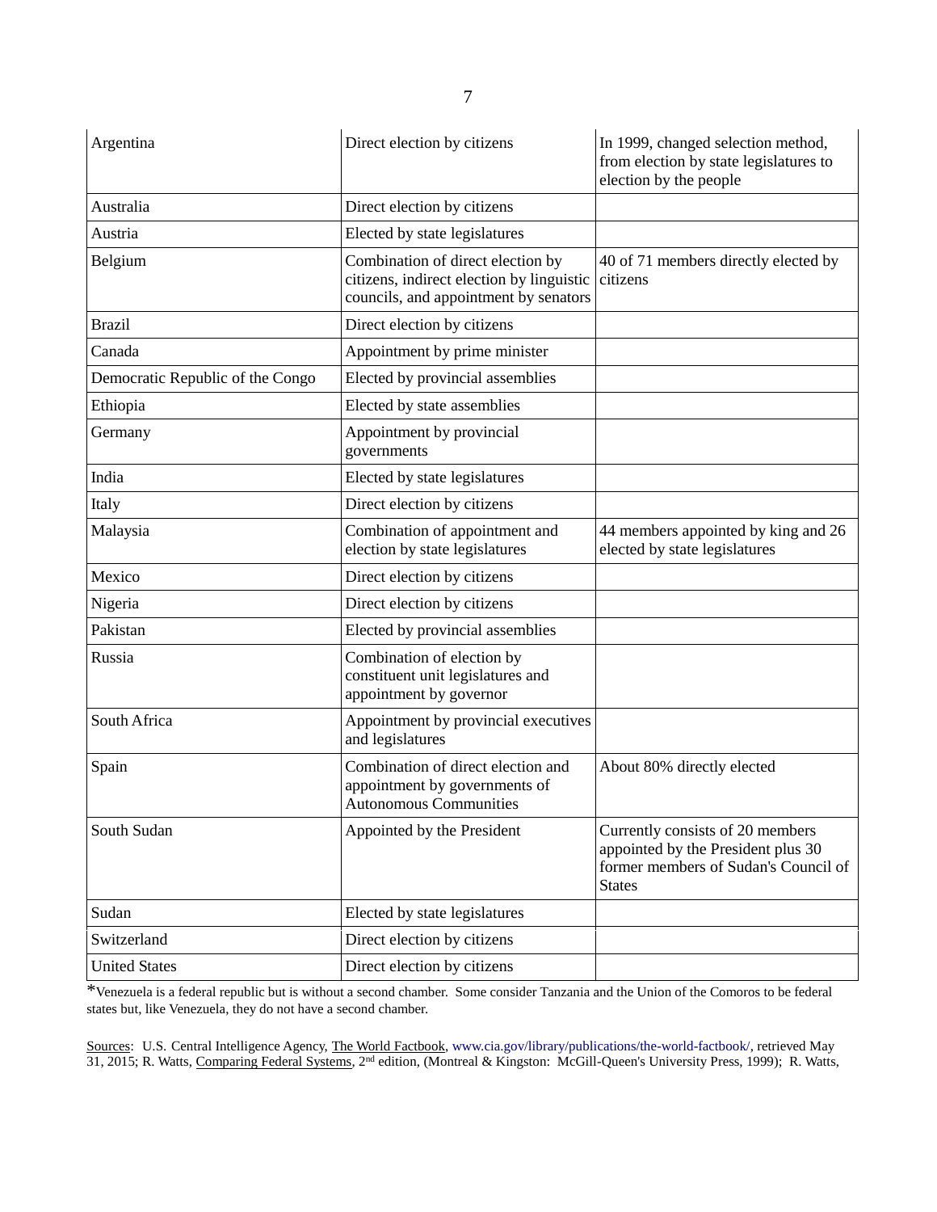| Argentina | Direct election by citizens | In 1999, changed selection method, from election by state legislatures to election by the people |
|---|---|---|
| Australia | Direct election by citizens | |
| Austria | Elected by state legislatures | |
| Belgium | Combination of direct election by citizens, indirect election by linguistic councils, and appointment by senators | 40 of 71 members directly elected by citizens |
| Brazil | Direct election by citizens | |
| Canada | Appointment by prime minister | |
| Democratic Republic of the Congo | Elected by provincial assemblies | |
| Ethiopia | Elected by state assemblies | |
| Germany | Appointment by provincial governments | |
| India | Elected by state legislatures | |
| Italy | Direct election by citizens | |
| Malaysia | Combination of appointment and election by state legislatures | 44 members appointed by king and 26 elected by state legislatures |
| Mexico | Direct election by citizens | |
| Nigeria | Direct election by citizens | |
| Pakistan | Elected by provincial assemblies | |
| Russia | Combination of election by constituent unit legislatures and appointment by governor | |
| South Africa | Appointment by provincial executives and legislatures | |
| Spain | Combination of direct election and appointment by governments of Autonomous Communities | About 80% directly elected |
| South Sudan | Appointed by the President | Currently consists of 20 members appointed by the President plus 30 former members of Sudan's Council of States |
| Sudan | Elected by state legislatures | |
| Switzerland | Direct election by citizens | |
| United States | Direct election by citizens | |

*Venezuela is a federal republic but is without a second chamber. Some consider Tanzania and the Union of the Comoros to be federal states but, like Venezuela, they do not have a second chamber.

Sources: U.S. Central Intelligence Agency, The World Factbook, www.cia.gov/library/publications/the-world-factbook/, retrieved May 31, 2015; R. Watts, Comparing Federal Systems, 2nd edition, (Montreal & Kingston: McGill-Queen's University Press, 1999); R. Watts,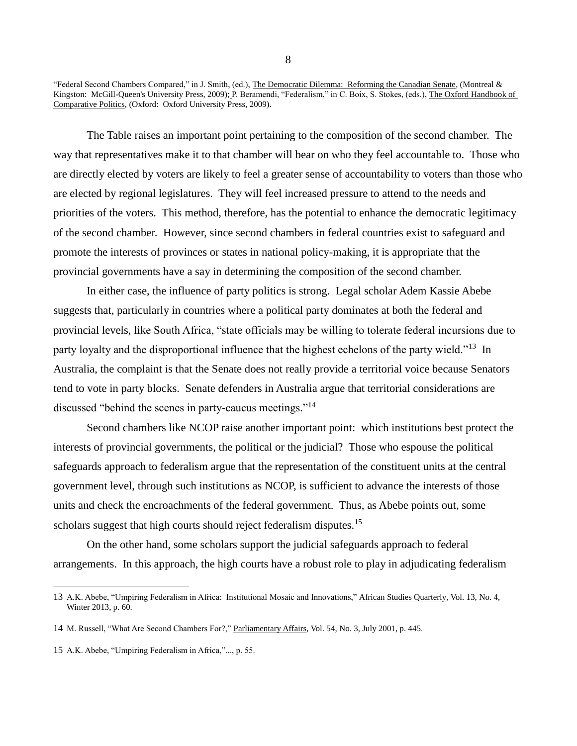"Federal Second Chambers Compared," in J. Smith, (ed.), The Democratic Dilemma: Reforming the Canadian Senate, (Montreal & Kingston: McGill-Queen's University Press, 2009); P. Beramendi, "Federalism," in C. Boix, S. Stokes, (eds.), The Oxford Handbook of Comparative Politics, (Oxford: Oxford University Press, 2009).

The Table raises an important point pertaining to the composition of the second chamber. The way that representatives make it to that chamber will bear on who they feel accountable to. Those who are directly elected by voters are likely to feel a greater sense of accountability to voters than those who are elected by regional legislatures. They will feel increased pressure to attend to the needs and priorities of the voters. This method, therefore, has the potential to enhance the democratic legitimacy of the second chamber. However, since second chambers in federal countries exist to safeguard and promote the interests of provinces or states in national policy-making, it is appropriate that the provincial governments have a say in determining the composition of the second chamber.

In either case, the influence of party politics is strong. Legal scholar Adem Kassie Abebe suggests that, particularly in countries where a political party dominates at both the federal and provincial levels, like South Africa, "state officials may be willing to tolerate federal incursions due to party loyalty and the disproportional influence that the highest echelons of the party wield."[13] In Australia, the complaint is that the Senate does not really provide a territorial voice because Senators tend to vote in party blocks. Senate defenders in Australia argue that territorial considerations are discussed "behind the scenes in party-caucus meetings."[14]

Second chambers like NCOP raise another important point: which institutions best protect the interests of provincial governments, the political or the judicial? Those who espouse the political safeguards approach to federalism argue that the representation of the constituent units at the central government level, through such institutions as NCOP, is sufficient to advance the interests of those units and check the encroachments of the federal government. Thus, as Abebe points out, some scholars suggest that high courts should reject federalism disputes.[15]

On the other hand, some scholars support the judicial safeguards approach to federal arrangements. In this approach, the high courts have a robust role to play in adjudicating federalism

---

13 A.K. Abebe, "Umpiring Federalism in Africa: Institutional Mosaic and Innovations," African Studies Quarterly, Vol. 13, No. 4, Winter 2013, p. 60.

14 M. Russell, "What Are Second Chambers For?," Parliamentary Affairs, Vol. 54, No. 3, July 2001, p. 445.

15 A.K. Abebe, "Umpiring Federalism in Africa,"..., p. 55.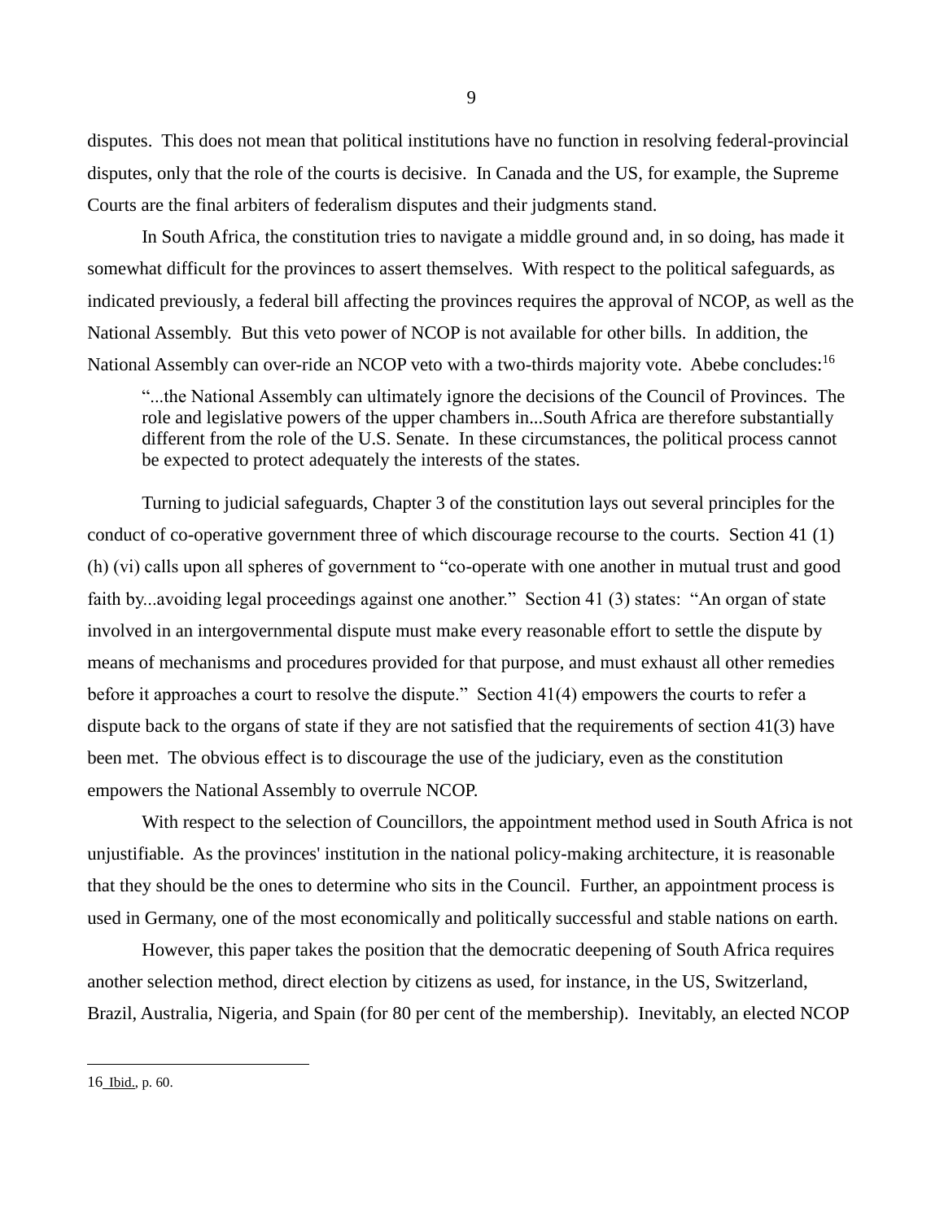disputes. This does not mean that political institutions have no function in resolving federal-provincial disputes, only that the role of the courts is decisive. In Canada and the US, for example, the Supreme Courts are the final arbiters of federalism disputes and their judgments stand.

In South Africa, the constitution tries to navigate a middle ground and, in so doing, has made it somewhat difficult for the provinces to assert themselves. With respect to the political safeguards, as indicated previously, a federal bill affecting the provinces requires the approval of NCOP, as well as the National Assembly. But this veto power of NCOP is not available for other bills. In addition, the National Assembly can over-ride an NCOP veto with a two-thirds majority vote. Abebe concludes:[16]

> "...the National Assembly can ultimately ignore the decisions of the Council of Provinces. The role and legislative powers of the upper chambers in...South Africa are therefore substantially different from the role of the U.S. Senate. In these circumstances, the political process cannot be expected to protect adequately the interests of the states.

Turning to judicial safeguards, Chapter 3 of the constitution lays out several principles for the conduct of co-operative government three of which discourage recourse to the courts. Section 41 (1) (h) (vi) calls upon all spheres of government to "co-operate with one another in mutual trust and good faith by...avoiding legal proceedings against one another." Section 41 (3) states: "An organ of state involved in an intergovernmental dispute must make every reasonable effort to settle the dispute by means of mechanisms and procedures provided for that purpose, and must exhaust all other remedies before it approaches a court to resolve the dispute." Section 41(4) empowers the courts to refer a dispute back to the organs of state if they are not satisfied that the requirements of section 41(3) have been met. The obvious effect is to discourage the use of the judiciary, even as the constitution empowers the National Assembly to overrule NCOP.

With respect to the selection of Councillors, the appointment method used in South Africa is not unjustifiable. As the provinces' institution in the national policy-making architecture, it is reasonable that they should be the ones to determine who sits in the Council. Further, an appointment process is used in Germany, one of the most economically and politically successful and stable nations on earth.

However, this paper takes the position that the democratic deepening of South Africa requires another selection method, direct election by citizens as used, for instance, in the US, Switzerland, Brazil, Australia, Nigeria, and Spain (for 80 per cent of the membership). Inevitably, an elected NCOP

---

16 Ibid., p. 60.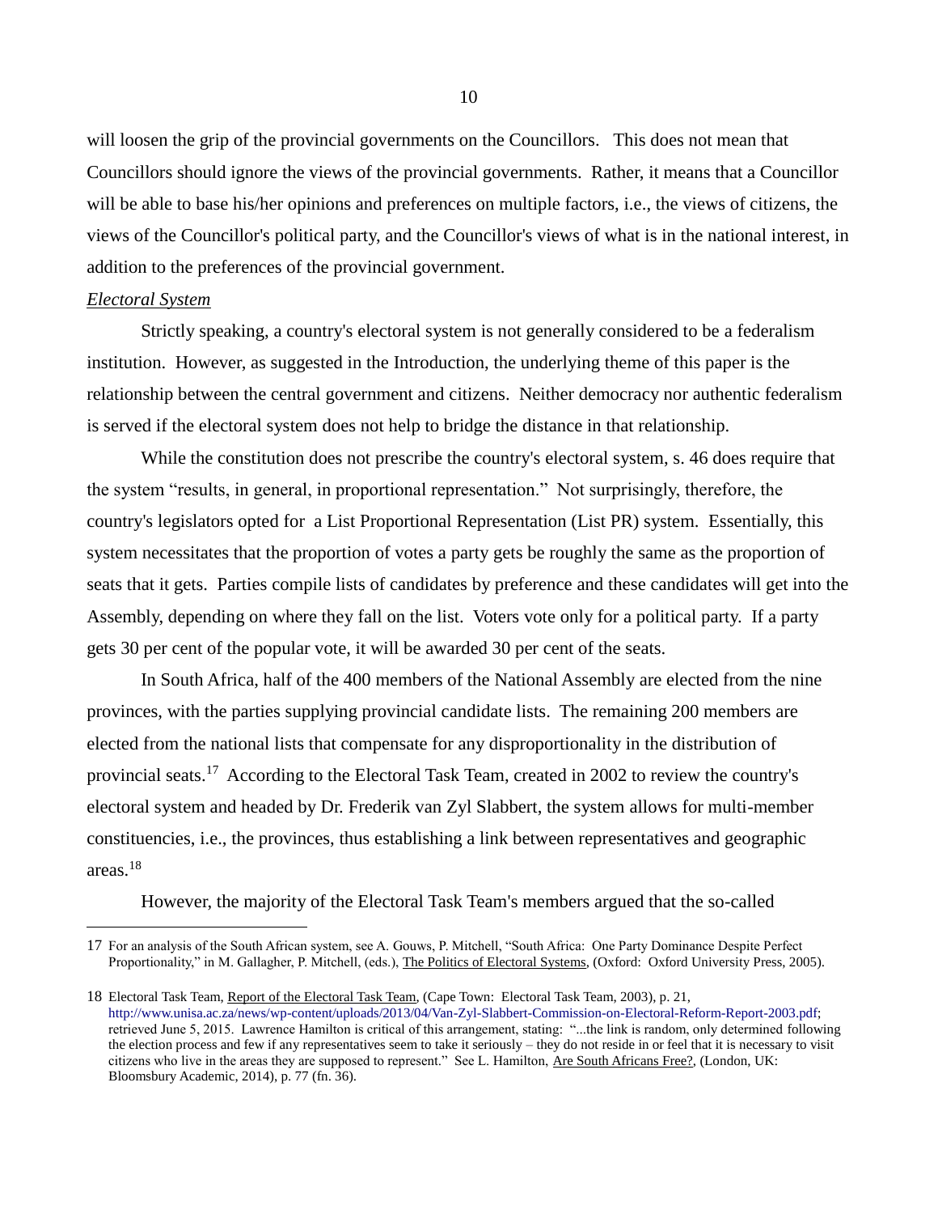will loosen the grip of the provincial governments on the Councillors. This does not mean that Councillors should ignore the views of the provincial governments. Rather, it means that a Councillor will be able to base his/her opinions and preferences on multiple factors, i.e., the views of citizens, the views of the Councillor's political party, and the Councillor's views of what is in the national interest, in addition to the preferences of the provincial government.

*Electoral System*

Strictly speaking, a country's electoral system is not generally considered to be a federalism institution. However, as suggested in the Introduction, the underlying theme of this paper is the relationship between the central government and citizens. Neither democracy nor authentic federalism is served if the electoral system does not help to bridge the distance in that relationship.

While the constitution does not prescribe the country's electoral system, s. 46 does require that the system "results, in general, in proportional representation." Not surprisingly, therefore, the country's legislators opted for a List Proportional Representation (List PR) system. Essentially, this system necessitates that the proportion of votes a party gets be roughly the same as the proportion of seats that it gets. Parties compile lists of candidates by preference and these candidates will get into the Assembly, depending on where they fall on the list. Voters vote only for a political party. If a party gets 30 per cent of the popular vote, it will be awarded 30 per cent of the seats.

In South Africa, half of the 400 members of the National Assembly are elected from the nine provinces, with the parties supplying provincial candidate lists. The remaining 200 members are elected from the national lists that compensate for any disproportionality in the distribution of provincial seats.[17] According to the Electoral Task Team, created in 2002 to review the country's electoral system and headed by Dr. Frederik van Zyl Slabbert, the system allows for multi-member constituencies, i.e., the provinces, thus establishing a link between representatives and geographic areas.[18]

However, the majority of the Electoral Task Team's members argued that the so-called

---

17 For an analysis of the South African system, see A. Gouws, P. Mitchell, "South Africa: One Party Dominance Despite Perfect Proportionality," in M. Gallagher, P. Mitchell, (eds.), The Politics of Electoral Systems, (Oxford: Oxford University Press, 2005).

18 Electoral Task Team, Report of the Electoral Task Team, (Cape Town: Electoral Task Team, 2003), p. 21, http://www.unisa.ac.za/news/wp-content/uploads/2013/04/Van-Zyl-Slabbert-Commission-on-Electoral-Reform-Report-2003.pdf; retrieved June 5, 2015. Lawrence Hamilton is critical of this arrangement, stating: "...the link is random, only determined following the election process and few if any representatives seem to take it seriously – they do not reside in or feel that it is necessary to visit citizens who live in the areas they are supposed to represent." See L. Hamilton, Are South Africans Free?, (London, UK: Bloomsbury Academic, 2014), p. 77 (fn. 36).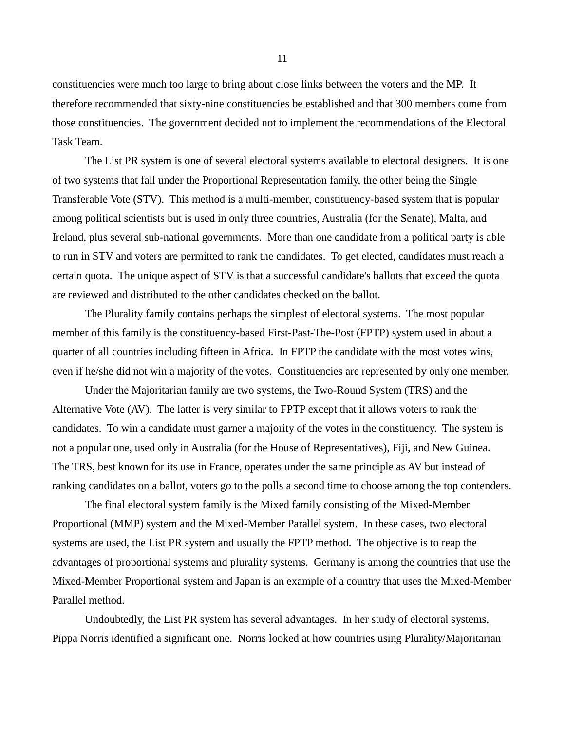constituencies were much too large to bring about close links between the voters and the MP. It therefore recommended that sixty-nine constituencies be established and that 300 members come from those constituencies. The government decided not to implement the recommendations of the Electoral Task Team.

The List PR system is one of several electoral systems available to electoral designers. It is one of two systems that fall under the Proportional Representation family, the other being the Single Transferable Vote (STV). This method is a multi-member, constituency-based system that is popular among political scientists but is used in only three countries, Australia (for the Senate), Malta, and Ireland, plus several sub-national governments. More than one candidate from a political party is able to run in STV and voters are permitted to rank the candidates. To get elected, candidates must reach a certain quota. The unique aspect of STV is that a successful candidate's ballots that exceed the quota are reviewed and distributed to the other candidates checked on the ballot.

The Plurality family contains perhaps the simplest of electoral systems. The most popular member of this family is the constituency-based First-Past-The-Post (FPTP) system used in about a quarter of all countries including fifteen in Africa. In FPTP the candidate with the most votes wins, even if he/she did not win a majority of the votes. Constituencies are represented by only one member.

Under the Majoritarian family are two systems, the Two-Round System (TRS) and the Alternative Vote (AV). The latter is very similar to FPTP except that it allows voters to rank the candidates. To win a candidate must garner a majority of the votes in the constituency. The system is not a popular one, used only in Australia (for the House of Representatives), Fiji, and New Guinea. The TRS, best known for its use in France, operates under the same principle as AV but instead of ranking candidates on a ballot, voters go to the polls a second time to choose among the top contenders.

The final electoral system family is the Mixed family consisting of the Mixed-Member Proportional (MMP) system and the Mixed-Member Parallel system. In these cases, two electoral systems are used, the List PR system and usually the FPTP method. The objective is to reap the advantages of proportional systems and plurality systems. Germany is among the countries that use the Mixed-Member Proportional system and Japan is an example of a country that uses the Mixed-Member Parallel method.

Undoubtedly, the List PR system has several advantages. In her study of electoral systems, Pippa Norris identified a significant one. Norris looked at how countries using Plurality/Majoritarian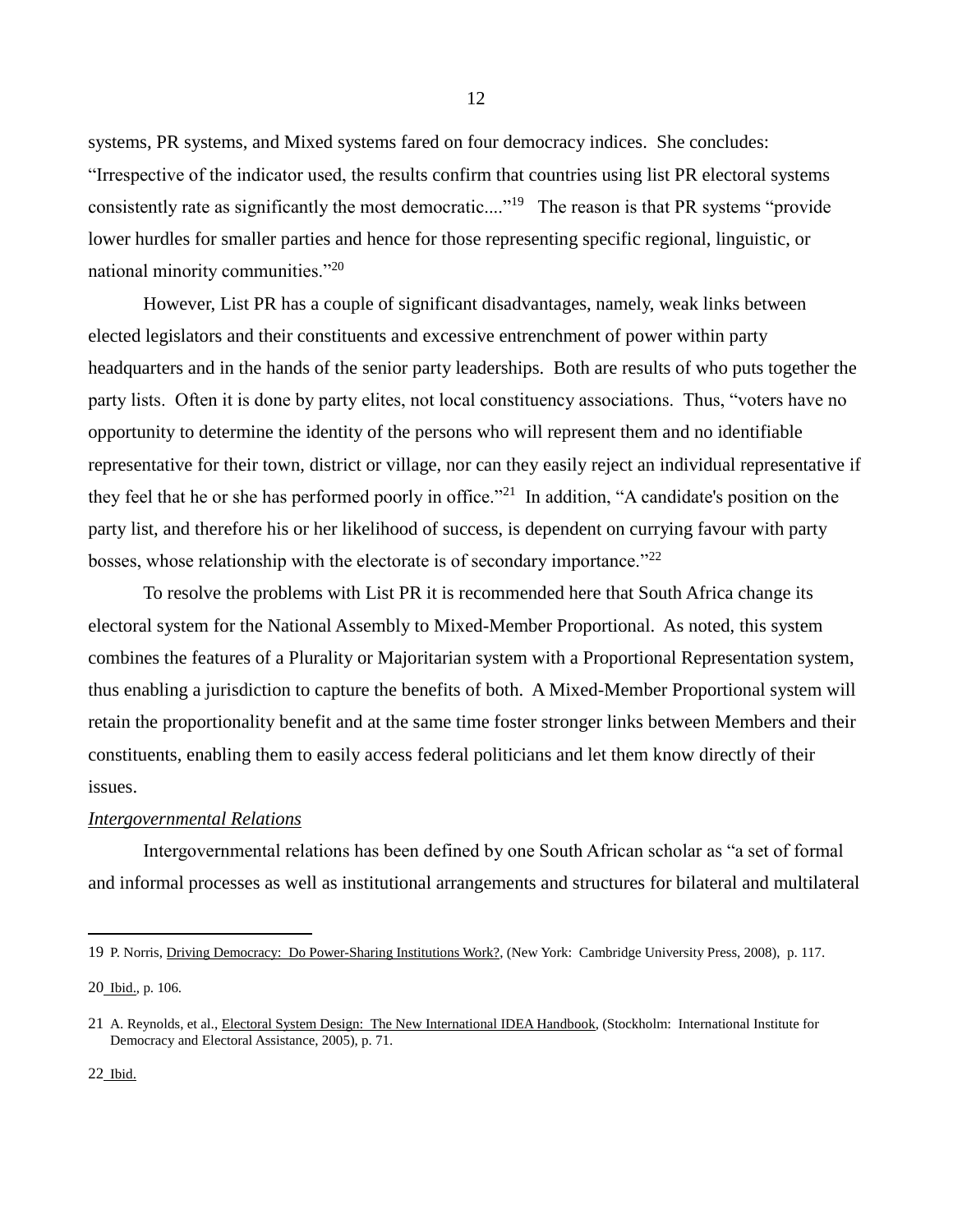systems, PR systems, and Mixed systems fared on four democracy indices. She concludes: “Irrespective of the indicator used, the results confirm that countries using list PR electoral systems consistently rate as significantly the most democratic....”[19] The reason is that PR systems “provide lower hurdles for smaller parties and hence for those representing specific regional, linguistic, or national minority communities.”[20]

However, List PR has a couple of significant disadvantages, namely, weak links between elected legislators and their constituents and excessive entrenchment of power within party headquarters and in the hands of the senior party leaderships. Both are results of who puts together the party lists. Often it is done by party elites, not local constituency associations. Thus, “voters have no opportunity to determine the identity of the persons who will represent them and no identifiable representative for their town, district or village, nor can they easily reject an individual representative if they feel that he or she has performed poorly in office.”[21] In addition, “A candidate's position on the party list, and therefore his or her likelihood of success, is dependent on currying favour with party bosses, whose relationship with the electorate is of secondary importance.”[22]

To resolve the problems with List PR it is recommended here that South Africa change its electoral system for the National Assembly to Mixed-Member Proportional. As noted, this system combines the features of a Plurality or Majoritarian system with a Proportional Representation system, thus enabling a jurisdiction to capture the benefits of both. A Mixed-Member Proportional system will retain the proportionality benefit and at the same time foster stronger links between Members and their constituents, enabling them to easily access federal politicians and let them know directly of their issues.

*Intergovernmental Relations*

Intergovernmental relations has been defined by one South African scholar as “a set of formal and informal processes as well as institutional arrangements and structures for bilateral and multilateral

---

19 P. Norris, Driving Democracy: Do Power-Sharing Institutions Work?, (New York: Cambridge University Press, 2008), p. 117.

20 Ibid., p. 106.

21 A. Reynolds, et al., Electoral System Design: The New International IDEA Handbook, (Stockholm: International Institute for Democracy and Electoral Assistance, 2005), p. 71.

22 Ibid.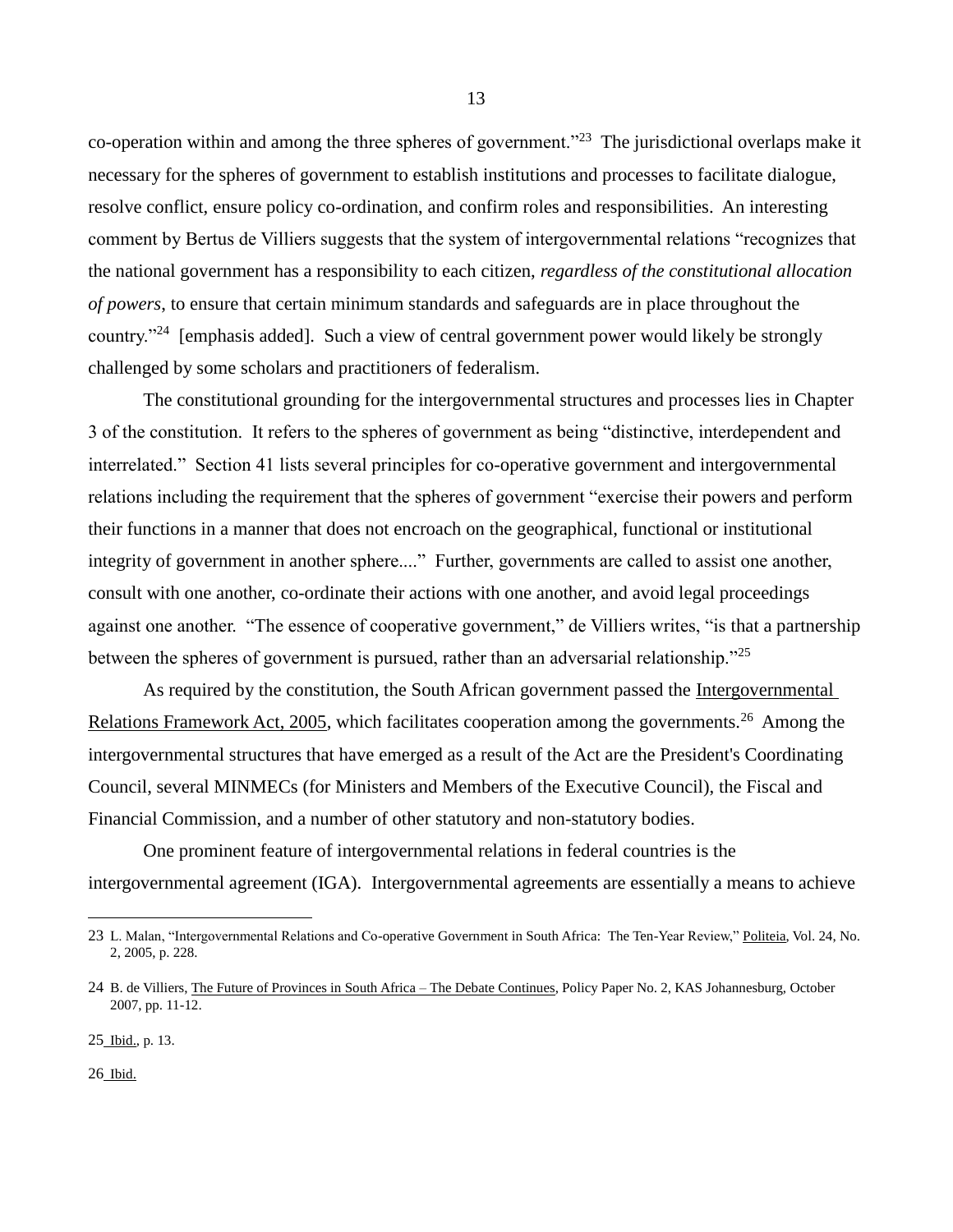co-operation within and among the three spheres of government."[23] The jurisdictional overlaps make it necessary for the spheres of government to establish institutions and processes to facilitate dialogue, resolve conflict, ensure policy co-ordination, and confirm roles and responsibilities. An interesting comment by Bertus de Villiers suggests that the system of intergovernmental relations "recognizes that the national government has a responsibility to each citizen, *regardless of the constitutional allocation of powers*, to ensure that certain minimum standards and safeguards are in place throughout the country."[24] [emphasis added]. Such a view of central government power would likely be strongly challenged by some scholars and practitioners of federalism.

The constitutional grounding for the intergovernmental structures and processes lies in Chapter 3 of the constitution. It refers to the spheres of government as being "distinctive, interdependent and interrelated." Section 41 lists several principles for co-operative government and intergovernmental relations including the requirement that the spheres of government "exercise their powers and perform their functions in a manner that does not encroach on the geographical, functional or institutional integrity of government in another sphere...." Further, governments are called to assist one another, consult with one another, co-ordinate their actions with one another, and avoid legal proceedings against one another. "The essence of cooperative government," de Villiers writes, "is that a partnership between the spheres of government is pursued, rather than an adversarial relationship."[25]

As required by the constitution, the South African government passed the Intergovernmental Relations Framework Act, 2005, which facilitates cooperation among the governments.[26] Among the intergovernmental structures that have emerged as a result of the Act are the President's Coordinating Council, several MINMECs (for Ministers and Members of the Executive Council), the Fiscal and Financial Commission, and a number of other statutory and non-statutory bodies.

One prominent feature of intergovernmental relations in federal countries is the intergovernmental agreement (IGA). Intergovernmental agreements are essentially a means to achieve

---

23 L. Malan, "Intergovernmental Relations and Co-operative Government in South Africa: The Ten-Year Review," Politeia, Vol. 24, No. 2, 2005, p. 228.

24 B. de Villiers, The Future of Provinces in South Africa – The Debate Continues, Policy Paper No. 2, KAS Johannesburg, October 2007, pp. 11-12.

25 Ibid., p. 13.

26 Ibid.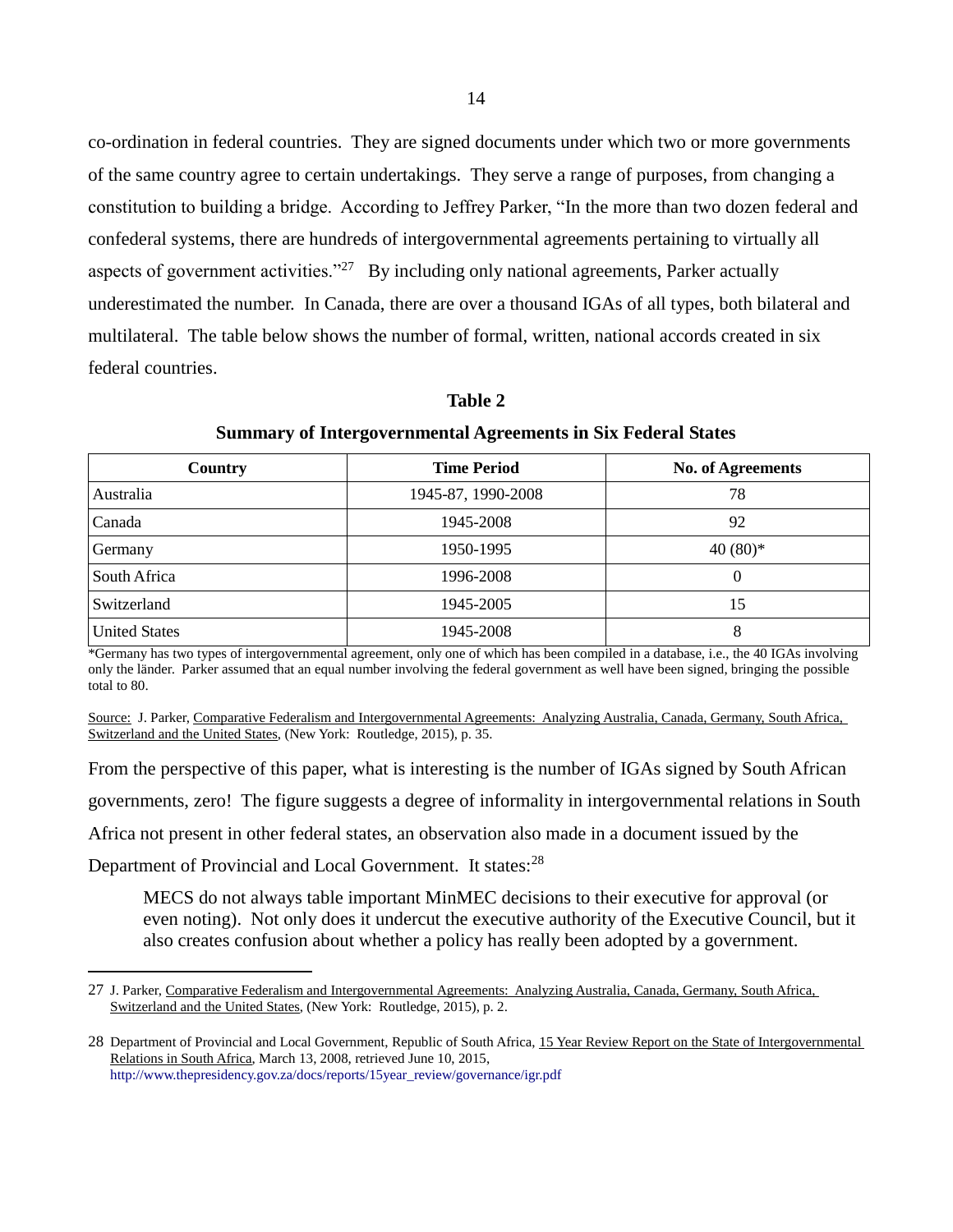co-ordination in federal countries. They are signed documents under which two or more governments of the same country agree to certain undertakings. They serve a range of purposes, from changing a constitution to building a bridge. According to Jeffrey Parker, "In the more than two dozen federal and confederal systems, there are hundreds of intergovernmental agreements pertaining to virtually all aspects of government activities."[27] By including only national agreements, Parker actually underestimated the number. In Canada, there are over a thousand IGAs of all types, both bilateral and multilateral. The table below shows the number of formal, written, national accords created in six federal countries.

**Table 2**

**Summary of Intergovernmental Agreements in Six Federal States**

| Country | Time Period | No. of Agreements |
|---|---|---|
| Australia | 1945-87, 1990-2008 | 78 |
| Canada | 1945-2008 | 92 |
| Germany | 1950-1995 | 40 (80)* |
| South Africa | 1996-2008 | 0 |
| Switzerland | 1945-2005 | 15 |
| United States | 1945-2008 | 8 |

*Germany has two types of intergovernmental agreement, only one of which has been compiled in a database, i.e., the 40 IGAs involving only the länder. Parker assumed that an equal number involving the federal government as well have been signed, bringing the possible total to 80.

Source: J. Parker, Comparative Federalism and Intergovernmental Agreements: Analyzing Australia, Canada, Germany, South Africa, Switzerland and the United States, (New York: Routledge, 2015), p. 35.

From the perspective of this paper, what is interesting is the number of IGAs signed by South African governments, zero! The figure suggests a degree of informality in intergovernmental relations in South Africa not present in other federal states, an observation also made in a document issued by the Department of Provincial and Local Government. It states:[28]

> MECS do not always table important MinMEC decisions to their executive for approval (or even noting). Not only does it undercut the executive authority of the Executive Council, but it also creates confusion about whether a policy has really been adopted by a government.

---

27 J. Parker, Comparative Federalism and Intergovernmental Agreements: Analyzing Australia, Canada, Germany, South Africa, Switzerland and the United States, (New York: Routledge, 2015), p. 2.

28 Department of Provincial and Local Government, Republic of South Africa, 15 Year Review Report on the State of Intergovernmental Relations in South Africa, March 13, 2008, retrieved June 10, 2015, http://www.thepresidency.gov.za/docs/reports/15year_review/governance/igr.pdf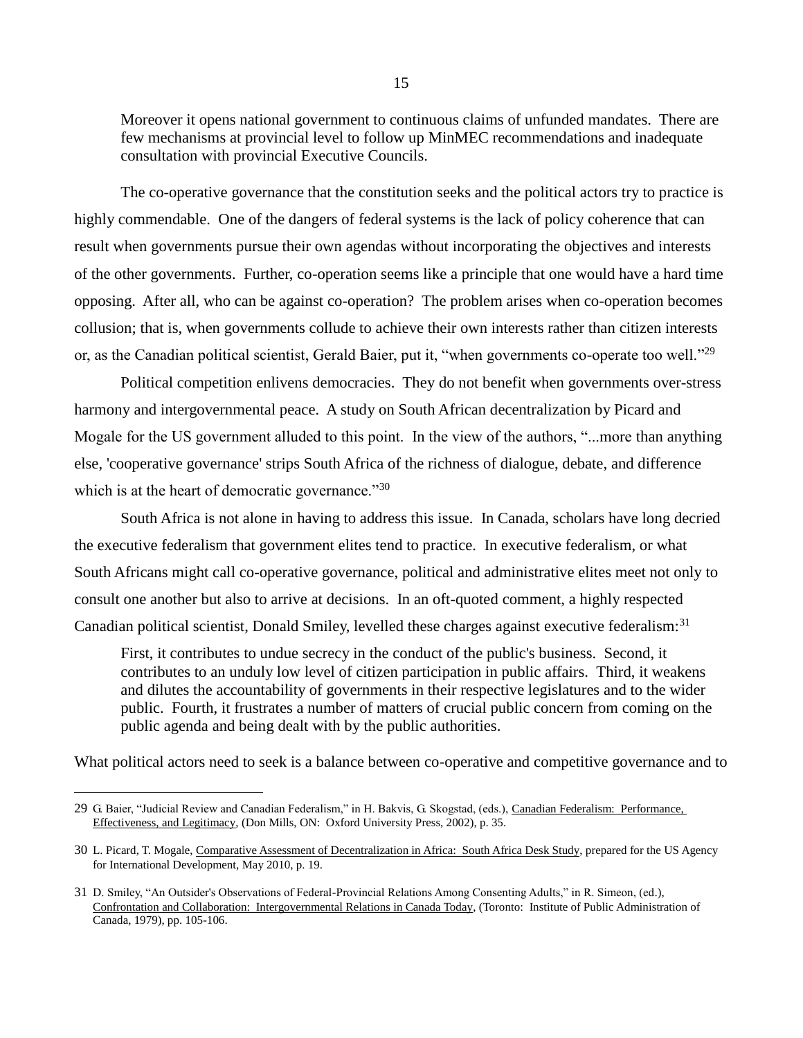> Moreover it opens national government to continuous claims of unfunded mandates. There are few mechanisms at provincial level to follow up MinMEC recommendations and inadequate consultation with provincial Executive Councils.

The co-operative governance that the constitution seeks and the political actors try to practice is highly commendable. One of the dangers of federal systems is the lack of policy coherence that can result when governments pursue their own agendas without incorporating the objectives and interests of the other governments. Further, co-operation seems like a principle that one would have a hard time opposing. After all, who can be against co-operation? The problem arises when co-operation becomes collusion; that is, when governments collude to achieve their own interests rather than citizen interests or, as the Canadian political scientist, Gerald Baier, put it, "when governments co-operate too well."[29]

Political competition enlivens democracies. They do not benefit when governments over-stress harmony and intergovernmental peace. A study on South African decentralization by Picard and Mogale for the US government alluded to this point. In the view of the authors, "...more than anything else, 'cooperative governance' strips South Africa of the richness of dialogue, debate, and difference which is at the heart of democratic governance."[30]

South Africa is not alone in having to address this issue. In Canada, scholars have long decried the executive federalism that government elites tend to practice. In executive federalism, or what South Africans might call co-operative governance, political and administrative elites meet not only to consult one another but also to arrive at decisions. In an oft-quoted comment, a highly respected Canadian political scientist, Donald Smiley, levelled these charges against executive federalism:[31]

> First, it contributes to undue secrecy in the conduct of the public's business. Second, it contributes to an unduly low level of citizen participation in public affairs. Third, it weakens and dilutes the accountability of governments in their respective legislatures and to the wider public. Fourth, it frustrates a number of matters of crucial public concern from coming on the public agenda and being dealt with by the public authorities.

What political actors need to seek is a balance between co-operative and competitive governance and to

---

29 G. Baier, "Judicial Review and Canadian Federalism," in H. Bakvis, G. Skogstad, (eds.), Canadian Federalism: Performance, Effectiveness, and Legitimacy, (Don Mills, ON: Oxford University Press, 2002), p. 35.

30 L. Picard, T. Mogale, Comparative Assessment of Decentralization in Africa: South Africa Desk Study, prepared for the US Agency for International Development, May 2010, p. 19.

31 D. Smiley, "An Outsider's Observations of Federal-Provincial Relations Among Consenting Adults," in R. Simeon, (ed.), Confrontation and Collaboration: Intergovernmental Relations in Canada Today, (Toronto: Institute of Public Administration of Canada, 1979), pp. 105-106.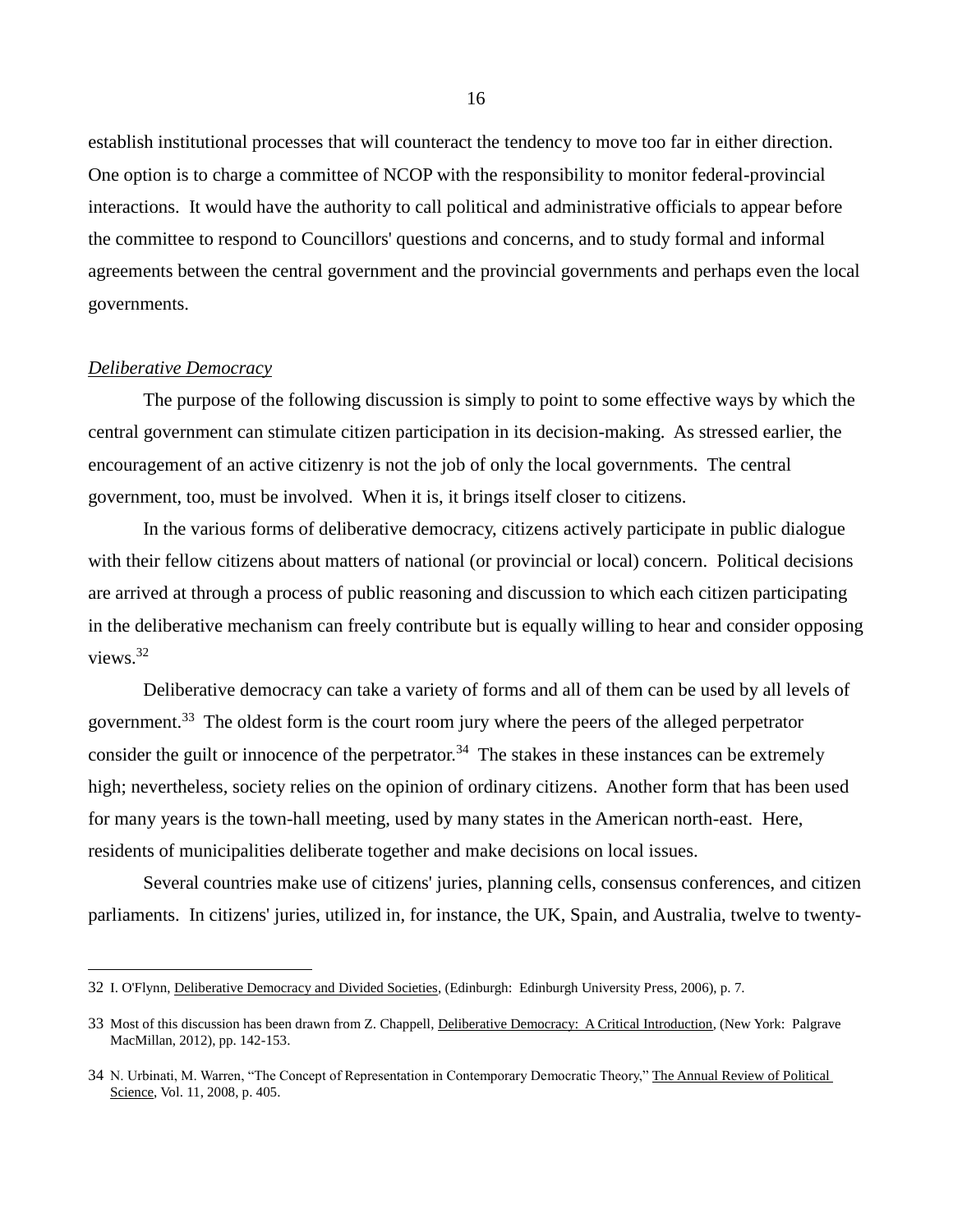establish institutional processes that will counteract the tendency to move too far in either direction. One option is to charge a committee of NCOP with the responsibility to monitor federal-provincial interactions. It would have the authority to call political and administrative officials to appear before the committee to respond to Councillors' questions and concerns, and to study formal and informal agreements between the central government and the provincial governments and perhaps even the local governments.

*Deliberative Democracy*

The purpose of the following discussion is simply to point to some effective ways by which the central government can stimulate citizen participation in its decision-making. As stressed earlier, the encouragement of an active citizenry is not the job of only the local governments. The central government, too, must be involved. When it is, it brings itself closer to citizens.

In the various forms of deliberative democracy, citizens actively participate in public dialogue with their fellow citizens about matters of national (or provincial or local) concern. Political decisions are arrived at through a process of public reasoning and discussion to which each citizen participating in the deliberative mechanism can freely contribute but is equally willing to hear and consider opposing views.[32]

Deliberative democracy can take a variety of forms and all of them can be used by all levels of government.[33] The oldest form is the court room jury where the peers of the alleged perpetrator consider the guilt or innocence of the perpetrator.[34] The stakes in these instances can be extremely high; nevertheless, society relies on the opinion of ordinary citizens. Another form that has been used for many years is the town-hall meeting, used by many states in the American north-east. Here, residents of municipalities deliberate together and make decisions on local issues.

Several countries make use of citizens' juries, planning cells, consensus conferences, and citizen parliaments. In citizens' juries, utilized in, for instance, the UK, Spain, and Australia, twelve to twenty-

---

32 I. O'Flynn, Deliberative Democracy and Divided Societies, (Edinburgh: Edinburgh University Press, 2006), p. 7.

33 Most of this discussion has been drawn from Z. Chappell, Deliberative Democracy: A Critical Introduction, (New York: Palgrave MacMillan, 2012), pp. 142-153.

34 N. Urbinati, M. Warren, "The Concept of Representation in Contemporary Democratic Theory," The Annual Review of Political Science, Vol. 11, 2008, p. 405.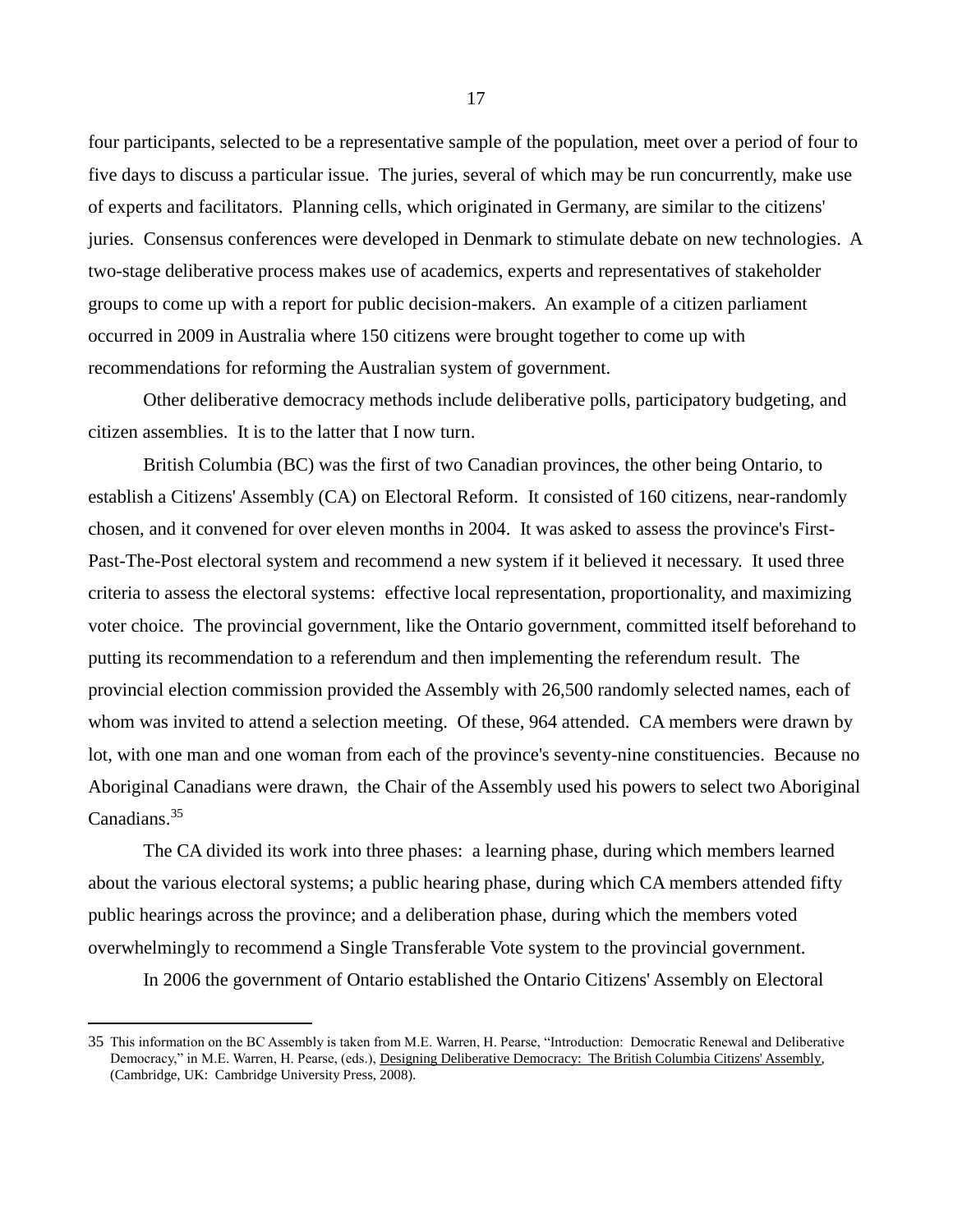four participants, selected to be a representative sample of the population, meet over a period of four to five days to discuss a particular issue. The juries, several of which may be run concurrently, make use of experts and facilitators. Planning cells, which originated in Germany, are similar to the citizens' juries. Consensus conferences were developed in Denmark to stimulate debate on new technologies. A two-stage deliberative process makes use of academics, experts and representatives of stakeholder groups to come up with a report for public decision-makers. An example of a citizen parliament occurred in 2009 in Australia where 150 citizens were brought together to come up with recommendations for reforming the Australian system of government.

Other deliberative democracy methods include deliberative polls, participatory budgeting, and citizen assemblies. It is to the latter that I now turn.

British Columbia (BC) was the first of two Canadian provinces, the other being Ontario, to establish a Citizens' Assembly (CA) on Electoral Reform. It consisted of 160 citizens, near-randomly chosen, and it convened for over eleven months in 2004. It was asked to assess the province's First-Past-The-Post electoral system and recommend a new system if it believed it necessary. It used three criteria to assess the electoral systems: effective local representation, proportionality, and maximizing voter choice. The provincial government, like the Ontario government, committed itself beforehand to putting its recommendation to a referendum and then implementing the referendum result. The provincial election commission provided the Assembly with 26,500 randomly selected names, each of whom was invited to attend a selection meeting. Of these, 964 attended. CA members were drawn by lot, with one man and one woman from each of the province's seventy-nine constituencies. Because no Aboriginal Canadians were drawn, the Chair of the Assembly used his powers to select two Aboriginal Canadians.[35]

The CA divided its work into three phases: a learning phase, during which members learned about the various electoral systems; a public hearing phase, during which CA members attended fifty public hearings across the province; and a deliberation phase, during which the members voted overwhelmingly to recommend a Single Transferable Vote system to the provincial government.

In 2006 the government of Ontario established the Ontario Citizens' Assembly on Electoral

---

35 This information on the BC Assembly is taken from M.E. Warren, H. Pearse, "Introduction: Democratic Renewal and Deliberative Democracy," in M.E. Warren, H. Pearse, (eds.), Designing Deliberative Democracy: The British Columbia Citizens' Assembly, (Cambridge, UK: Cambridge University Press, 2008).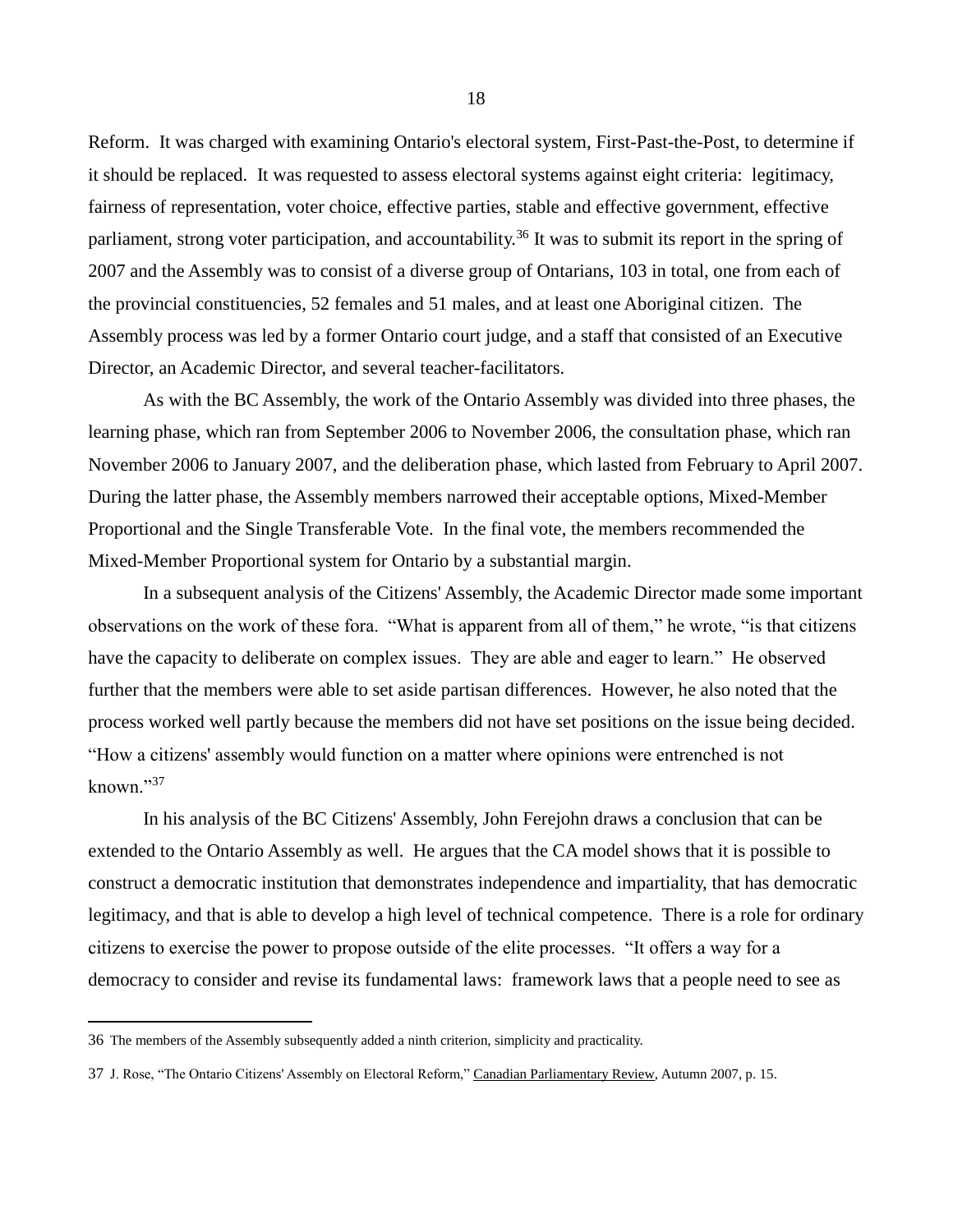Reform. It was charged with examining Ontario's electoral system, First-Past-the-Post, to determine if it should be replaced. It was requested to assess electoral systems against eight criteria: legitimacy, fairness of representation, voter choice, effective parties, stable and effective government, effective parliament, strong voter participation, and accountability.[36] It was to submit its report in the spring of 2007 and the Assembly was to consist of a diverse group of Ontarians, 103 in total, one from each of the provincial constituencies, 52 females and 51 males, and at least one Aboriginal citizen. The Assembly process was led by a former Ontario court judge, and a staff that consisted of an Executive Director, an Academic Director, and several teacher-facilitators.

As with the BC Assembly, the work of the Ontario Assembly was divided into three phases, the learning phase, which ran from September 2006 to November 2006, the consultation phase, which ran November 2006 to January 2007, and the deliberation phase, which lasted from February to April 2007. During the latter phase, the Assembly members narrowed their acceptable options, Mixed-Member Proportional and the Single Transferable Vote. In the final vote, the members recommended the Mixed-Member Proportional system for Ontario by a substantial margin.

In a subsequent analysis of the Citizens' Assembly, the Academic Director made some important observations on the work of these fora. "What is apparent from all of them," he wrote, "is that citizens have the capacity to deliberate on complex issues. They are able and eager to learn." He observed further that the members were able to set aside partisan differences. However, he also noted that the process worked well partly because the members did not have set positions on the issue being decided. "How a citizens' assembly would function on a matter where opinions were entrenched is not known."[37]

In his analysis of the BC Citizens' Assembly, John Ferejohn draws a conclusion that can be extended to the Ontario Assembly as well. He argues that the CA model shows that it is possible to construct a democratic institution that demonstrates independence and impartiality, that has democratic legitimacy, and that is able to develop a high level of technical competence. There is a role for ordinary citizens to exercise the power to propose outside of the elite processes. "It offers a way for a democracy to consider and revise its fundamental laws: framework laws that a people need to see as

---

36 The members of the Assembly subsequently added a ninth criterion, simplicity and practicality.

37 J. Rose, "The Ontario Citizens' Assembly on Electoral Reform," Canadian Parliamentary Review, Autumn 2007, p. 15.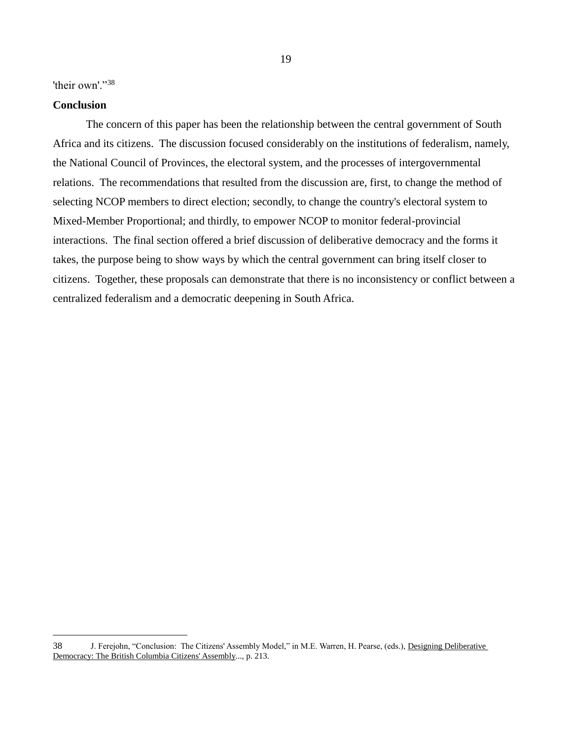'their own'."[38]

**Conclusion**

The concern of this paper has been the relationship between the central government of South Africa and its citizens. The discussion focused considerably on the institutions of federalism, namely, the National Council of Provinces, the electoral system, and the processes of intergovernmental relations. The recommendations that resulted from the discussion are, first, to change the method of selecting NCOP members to direct election; secondly, to change the country's electoral system to Mixed-Member Proportional; and thirdly, to empower NCOP to monitor federal-provincial interactions. The final section offered a brief discussion of deliberative democracy and the forms it takes, the purpose being to show ways by which the central government can bring itself closer to citizens. Together, these proposals can demonstrate that there is no inconsistency or conflict between a centralized federalism and a democratic deepening in South Africa.

---

38 J. Ferejohn, "Conclusion: The Citizens' Assembly Model," in M.E. Warren, H. Pearse, (eds.), Designing Deliberative Democracy: The British Columbia Citizens' Assembly..., p. 213.